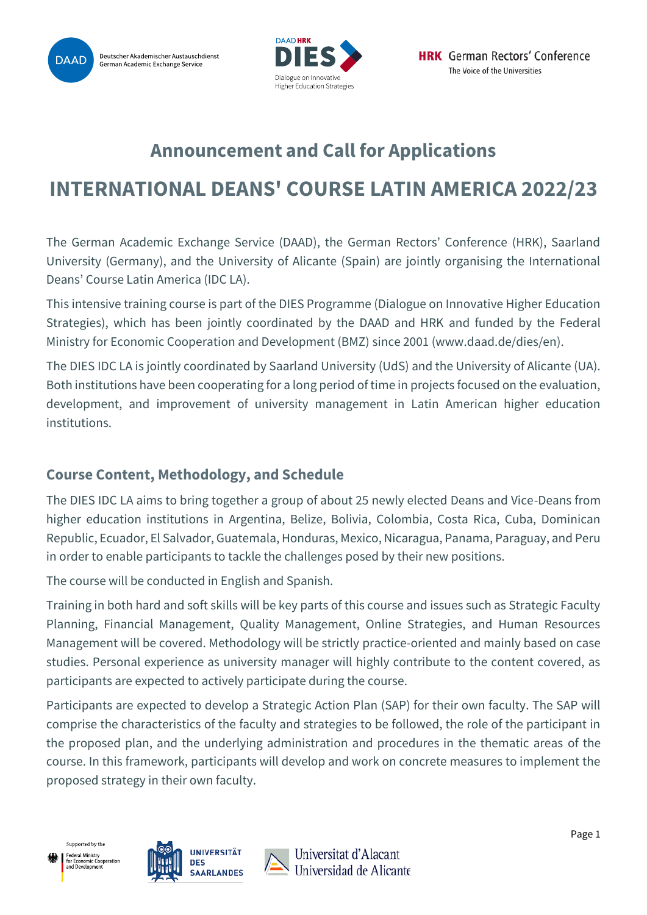# Announcement and Call for Applications

# INTERNATIONAL DEANS' COURSE LATIN AMERICA 2022/23

The German Academic Exchange Service (DAAD), the German Rectors' Conference (HRK), Saarland University (Germany), and the University of Alicante (Spain) are jointly organising the International Deans' Course Latin America (IDC LA).

This intensive training course is part of the DIES Programme (Dialogue on Innovative Higher Education Strategies), which has been jointly coordinated by the DAAD and HRK and funded by the Federal Ministry for Economic Cooperation and Development (BMZ) since 2001 (www.daad.de/dies/en).

The DIES IDC LA is jointly coordinated by Saarland University (UdS) and the University of Alicante (UA). Both institutions have been cooperating for a long period of time in projects focused on the evaluation, development, and improvement of university management in Latin American higher education institutions.

## Course Content, Methodology, and Schedule

The DIES IDC LA aims to bring together a group of about 25 newly elected Deans and Vice-Deans from higher education institutions in Argentina, Belize, Bolivia, Colombia, Costa Rica, Cuba, Dominican Republic, Ecuador, El Salvador, Guatemala, Honduras, Mexico, Nicaragua, Panama, Paraguay, and Peru in order to enable participants to tackle the challenges posed by their new positions.

The course will be conducted in English and Spanish.

Training in both hard and soft skills will be key parts of this course and issues such as Strategic Faculty Planning, Financial Management, Quality Management, Online Strategies, and Human Resources Management will be covered. Methodology will be strictly practice-oriented and mainly based on case studies. Personal experience as university manager will highly contribute to the content covered, as participants are expected to actively participate during the course.

Participants are expected to develop a Strategic Action Plan (SAP) for their own faculty. The SAP will comprise the characteristics of the faculty and strategies to be followed, the role of the participant in the proposed plan, and the underlying administration and procedures in the thematic areas of the course. In this framework, participants will develop and work on concrete measures to implement the proposed strategy in their own faculty.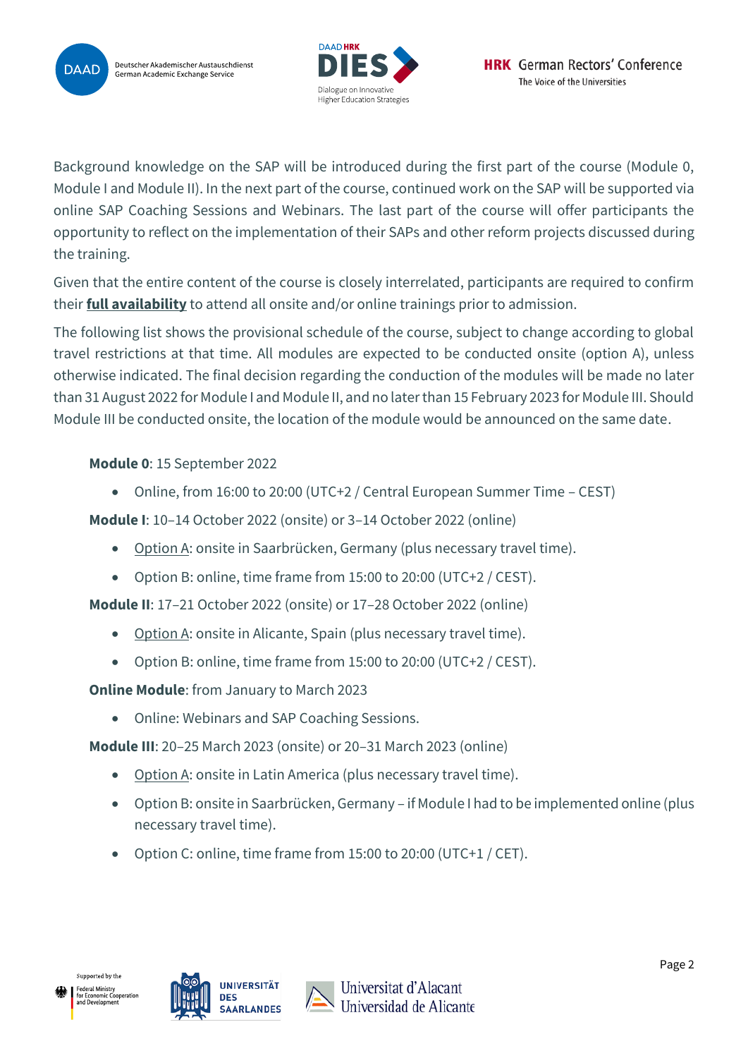Background knowledge on the SAP will be introduced during the first part of the course (Module 0, Module I and Module II). In the next part of the course, continued work on the SAP will be supported via online SAP Coaching Sessions and Webinars. The last part of the course will offer participants the opportunity to reflect on the implementation of their SAPs and other reform projects discussed during the training.

Given that the entire content of the course is closely interrelated, participants are required to confirm their **full availability** to attend all onsite and/or online trainings prior to admission.

The following list shows the provisional schedule of the course, subject to change according to global travel restrictions at that time. All modules are expected to be conducted onsite (option A), unless otherwise indicated. The final decision regarding the conduction of the modules will be made no later than 31 August 2022 for Module I and Module II, and no later than 15 February 2023 for Module III. Should Module III be conducted onsite, the location of the module would be announced on the same date.

**Module 0**: 15 September 2022

- Online, from 16:00 to 20:00 (UTC+2 / Central European Summer Time – CEST)

**Module I**: 10–14 October 2022 (onsite) or 3–14 October 2022 (online)

- Option A: onsite in Saarbrücken, Germany (plus necessary travel time).
- Option B: online, time frame from 15:00 to 20:00 (UTC+2 / CEST).

**Module II**: 17–21 October 2022 (onsite) or 17–28 October 2022 (online)

- Option A: onsite in Alicante, Spain (plus necessary travel time).
- Option B: online, time frame from 15:00 to 20:00 (UTC+2 / CEST).

**Online Module**: from January to March 2023

- Online: Webinars and SAP Coaching Sessions.

**Module III**: 20–25 March 2023 (onsite) or 20–31 March 2023 (online)

- Option A: onsite in Latin America (plus necessary travel time).
- Option B: onsite in Saarbrücken, Germany – if Module I had to be implemented online (plus necessary travel time).
- Option C: online, time frame from 15:00 to 20:00 (UTC+1 / CET).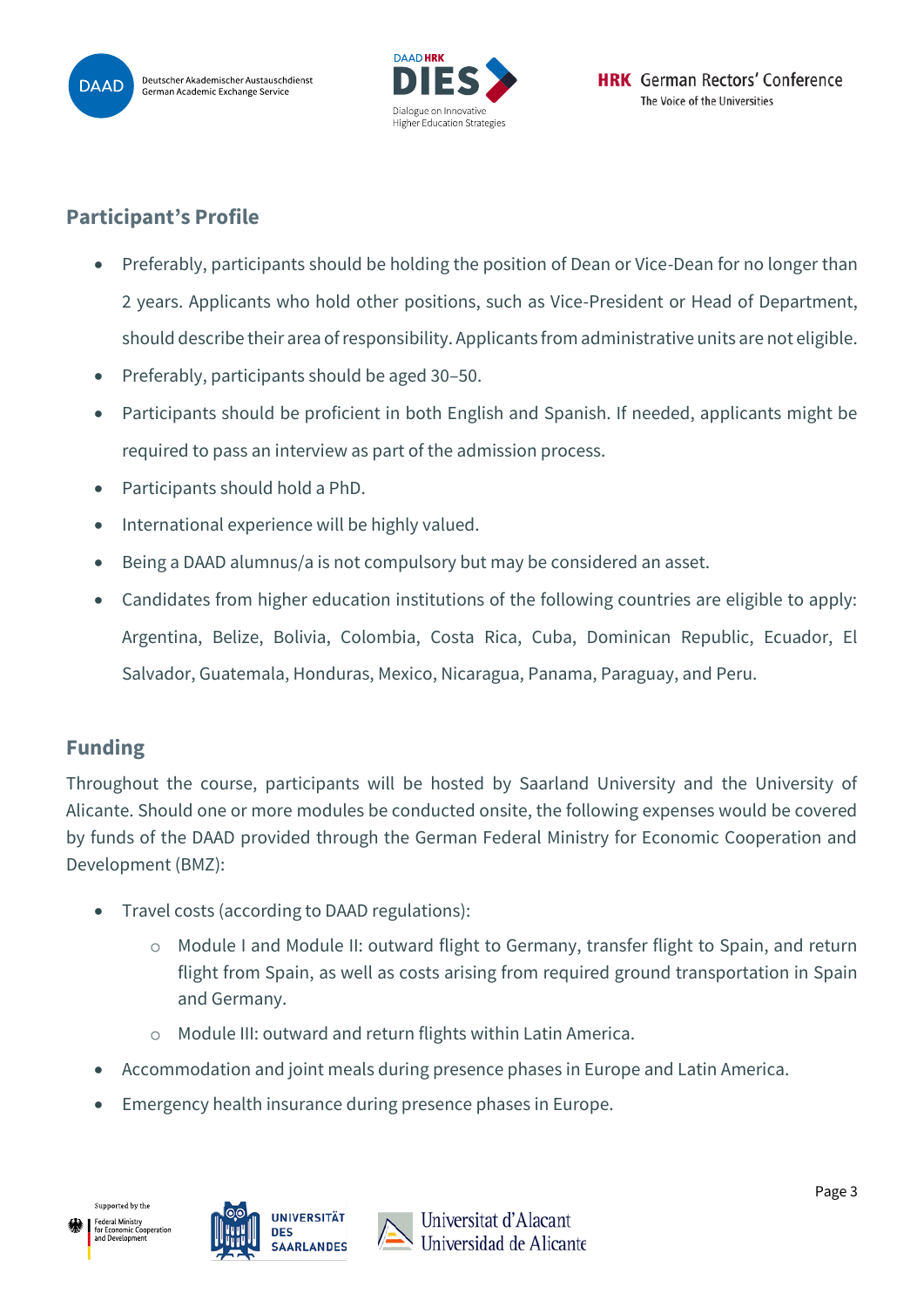## Participant's Profile

- Preferably, participants should be holding the position of Dean or Vice-Dean for no longer than 2 years. Applicants who hold other positions, such as Vice-President or Head of Department, should describe their area of responsibility. Applicants from administrative units are not eligible.
- Preferably, participants should be aged 30–50.
- Participants should be proficient in both English and Spanish. If needed, applicants might be required to pass an interview as part of the admission process.
- Participants should hold a PhD.
- International experience will be highly valued.
- Being a DAAD alumnus/a is not compulsory but may be considered an asset.
- Candidates from higher education institutions of the following countries are eligible to apply: Argentina, Belize, Bolivia, Colombia, Costa Rica, Cuba, Dominican Republic, Ecuador, El Salvador, Guatemala, Honduras, Mexico, Nicaragua, Panama, Paraguay, and Peru.

## Funding

Throughout the course, participants will be hosted by Saarland University and the University of Alicante. Should one or more modules be conducted onsite, the following expenses would be covered by funds of the DAAD provided through the German Federal Ministry for Economic Cooperation and Development (BMZ):

- Travel costs (according to DAAD regulations):
  - Module I and Module II: outward flight to Germany, transfer flight to Spain, and return flight from Spain, as well as costs arising from required ground transportation in Spain and Germany.
  - Module III: outward and return flights within Latin America.
- Accommodation and joint meals during presence phases in Europe and Latin America.
- Emergency health insurance during presence phases in Europe.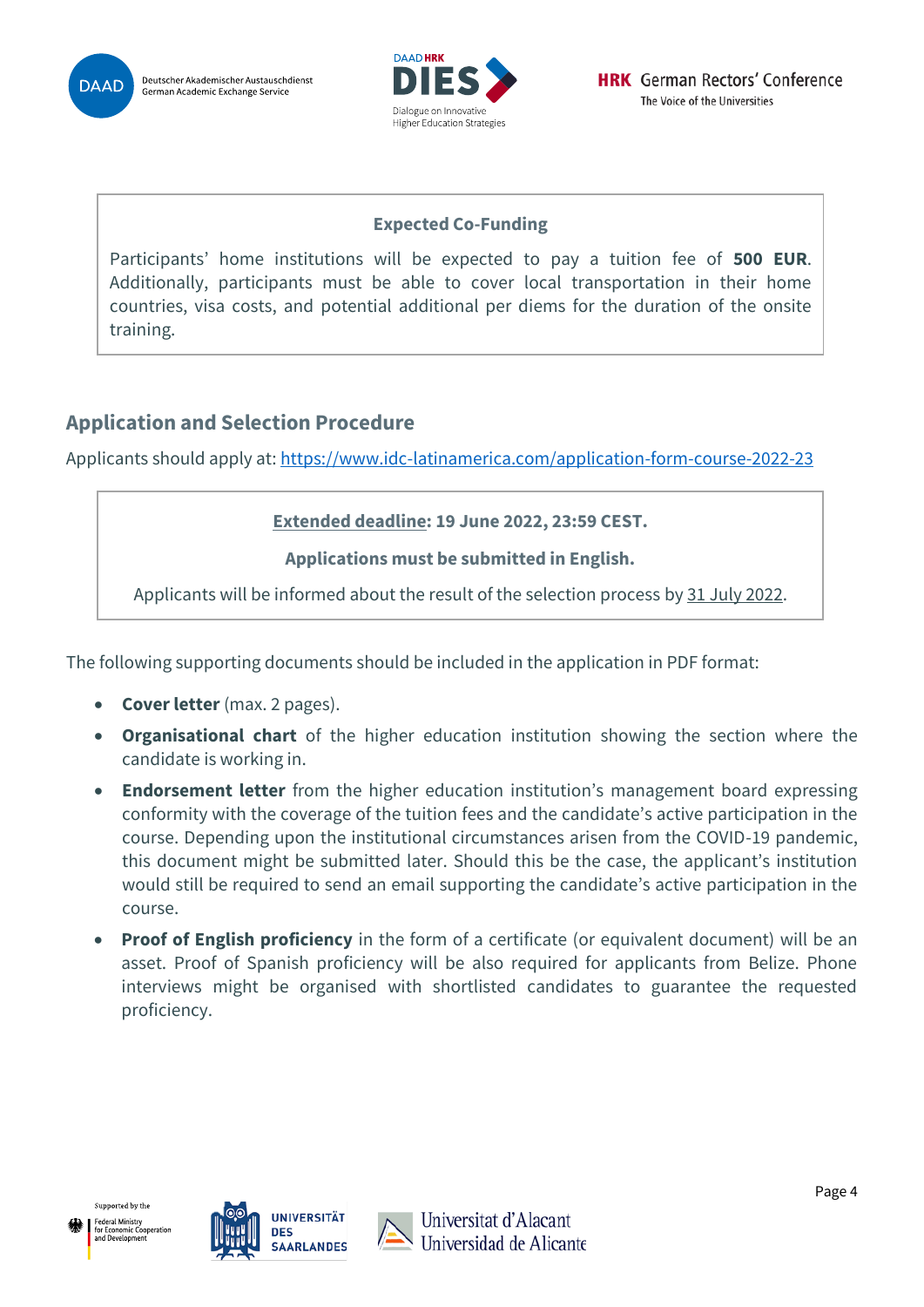**Expected Co-Funding**

Participants' home institutions will be expected to pay a tuition fee of **500 EUR**. Additionally, participants must be able to cover local transportation in their home countries, visa costs, and potential additional per diems for the duration of the onsite training.

## Application and Selection Procedure

Applicants should apply at: https://www.idc-latinamerica.com/application-form-course-2022-23

**Extended deadline: 19 June 2022, 23:59 CEST.**

**Applications must be submitted in English.**

Applicants will be informed about the result of the selection process by 31 July 2022.

The following supporting documents should be included in the application in PDF format:

- **Cover letter** (max. 2 pages).
- **Organisational chart** of the higher education institution showing the section where the candidate is working in.
- **Endorsement letter** from the higher education institution's management board expressing conformity with the coverage of the tuition fees and the candidate's active participation in the course. Depending upon the institutional circumstances arisen from the COVID-19 pandemic, this document might be submitted later. Should this be the case, the applicant's institution would still be required to send an email supporting the candidate's active participation in the course.
- **Proof of English proficiency** in the form of a certificate (or equivalent document) will be an asset. Proof of Spanish proficiency will be also required for applicants from Belize. Phone interviews might be organised with shortlisted candidates to guarantee the requested proficiency.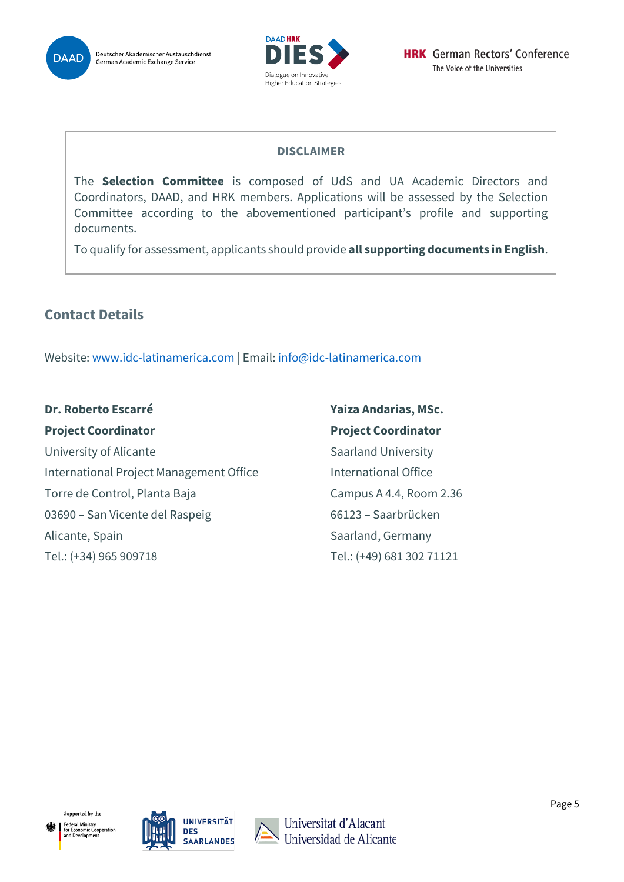**DISCLAIMER**

The **Selection Committee** is composed of UdS and UA Academic Directors and Coordinators, DAAD, and HRK members. Applications will be assessed by the Selection Committee according to the abovementioned participant's profile and supporting documents.

To qualify for assessment, applicants should provide **all supporting documents in English**.

## Contact Details

Website: www.idc-latinamerica.com | Email: info@idc-latinamerica.com

**Dr. Roberto Escarré**
**Project Coordinator**
University of Alicante
International Project Management Office
Torre de Control, Planta Baja
03690 – San Vicente del Raspeig
Alicante, Spain
Tel.: (+34) 965 909718

**Yaiza Andarias, MSc.**
**Project Coordinator**
Saarland University
International Office
Campus A 4.4, Room 2.36
66123 – Saarbrücken
Saarland, Germany
Tel.: (+49) 681 302 71121